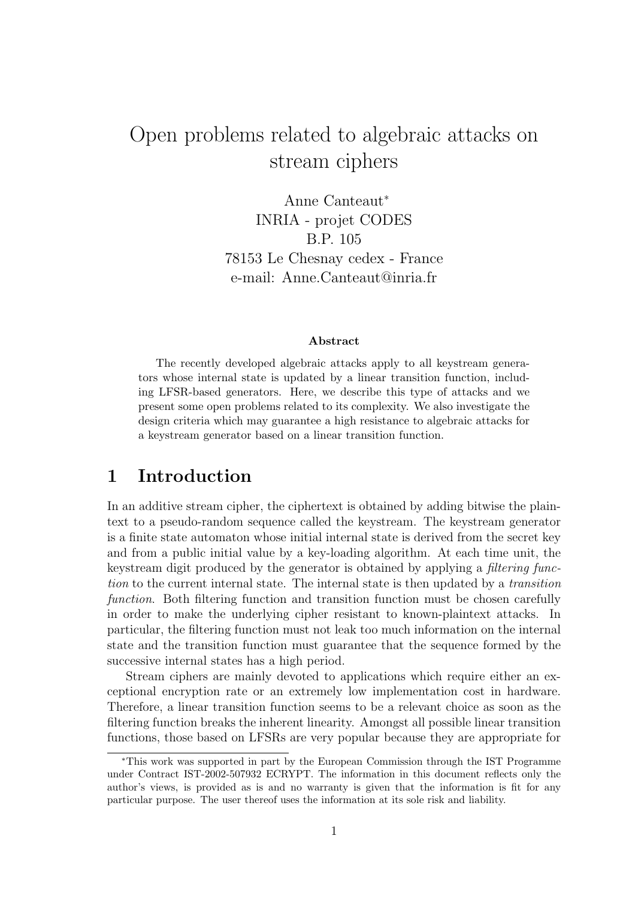# Open problems related to algebraic attacks on stream ciphers

Anne Canteaut*
INRIA - projet CODES
B.P. 105
78153 Le Chesnay cedex - France
e-mail: Anne.Canteaut@inria.fr

**Abstract**

The recently developed algebraic attacks apply to all keystream generators whose internal state is updated by a linear transition function, including LFSR-based generators. Here, we describe this type of attacks and we present some open problems related to its complexity. We also investigate the design criteria which may guarantee a high resistance to algebraic attacks for a keystream generator based on a linear transition function.

## 1 Introduction

In an additive stream cipher, the ciphertext is obtained by adding bitwise the plaintext to a pseudo-random sequence called the keystream. The keystream generator is a finite state automaton whose initial internal state is derived from the secret key and from a public initial value by a key-loading algorithm. At each time unit, the keystream digit produced by the generator is obtained by applying a *filtering function* to the current internal state. The internal state is then updated by a *transition function*. Both filtering function and transition function must be chosen carefully in order to make the underlying cipher resistant to known-plaintext attacks. In particular, the filtering function must not leak too much information on the internal state and the transition function must guarantee that the sequence formed by the successive internal states has a high period.

Stream ciphers are mainly devoted to applications which require either an exceptional encryption rate or an extremely low implementation cost in hardware. Therefore, a linear transition function seems to be a relevant choice as soon as the filtering function breaks the inherent linearity. Amongst all possible linear transition functions, those based on LFSRs are very popular because they are appropriate for

*This work was supported in part by the European Commission through the IST Programme under Contract IST-2002-507932 ECRYPT. The information in this document reflects only the author's views, is provided as is and no warranty is given that the information is fit for any particular purpose. The user thereof uses the information at its sole risk and liability.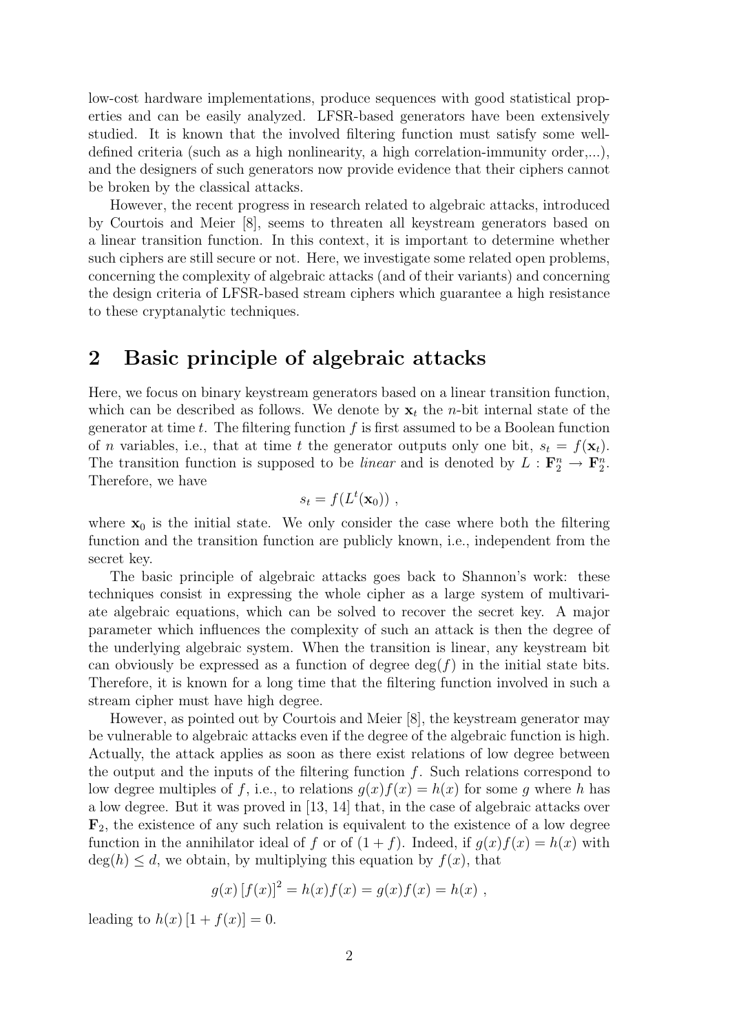low-cost hardware implementations, produce sequences with good statistical properties and can be easily analyzed. LFSR-based generators have been extensively studied. It is known that the involved filtering function must satisfy some well-defined criteria (such as a high nonlinearity, a high correlation-immunity order,...), and the designers of such generators now provide evidence that their ciphers cannot be broken by the classical attacks.

However, the recent progress in research related to algebraic attacks, introduced by Courtois and Meier [8], seems to threaten all keystream generators based on a linear transition function. In this context, it is important to determine whether such ciphers are still secure or not. Here, we investigate some related open problems, concerning the complexity of algebraic attacks (and of their variants) and concerning the design criteria of LFSR-based stream ciphers which guarantee a high resistance to these cryptanalytic techniques.

## 2 Basic principle of algebraic attacks

Here, we focus on binary keystream generators based on a linear transition function, which can be described as follows. We denote by $\mathbf{x}_t$ the $n$-bit internal state of the generator at time $t$. The filtering function $f$ is first assumed to be a Boolean function of $n$ variables, i.e., that at time $t$ the generator outputs only one bit, $s_t = f(\mathbf{x}_t)$. The transition function is supposed to be *linear* and is denoted by $L : \mathbf{F}_2^n \to \mathbf{F}_2^n$. Therefore, we have

$$s_t = f(L^t(\mathbf{x}_0)) \ ,$$

where $\mathbf{x}_0$ is the initial state. We only consider the case where both the filtering function and the transition function are publicly known, i.e., independent from the secret key.

The basic principle of algebraic attacks goes back to Shannon's work: these techniques consist in expressing the whole cipher as a large system of multivariate algebraic equations, which can be solved to recover the secret key. A major parameter which influences the complexity of such an attack is then the degree of the underlying algebraic system. When the transition is linear, any keystream bit can obviously be expressed as a function of degree $\deg(f)$ in the initial state bits. Therefore, it is known for a long time that the filtering function involved in such a stream cipher must have high degree.

However, as pointed out by Courtois and Meier [8], the keystream generator may be vulnerable to algebraic attacks even if the degree of the algebraic function is high. Actually, the attack applies as soon as there exist relations of low degree between the output and the inputs of the filtering function $f$. Such relations correspond to low degree multiples of $f$, i.e., to relations $g(x)f(x) = h(x)$ for some $g$ where $h$ has a low degree. But it was proved in [13, 14] that, in the case of algebraic attacks over $\mathbf{F}_2$, the existence of any such relation is equivalent to the existence of a low degree function in the annihilator ideal of $f$ or of $(1 + f)$. Indeed, if $g(x)f(x) = h(x)$ with $\deg(h) \leq d$, we obtain, by multiplying this equation by $f(x)$, that

$$g(x)\left[f(x)\right]^2 = h(x)f(x) = g(x)f(x) = h(x) \ ,$$

leading to $h(x)\left[1 + f(x)\right] = 0$.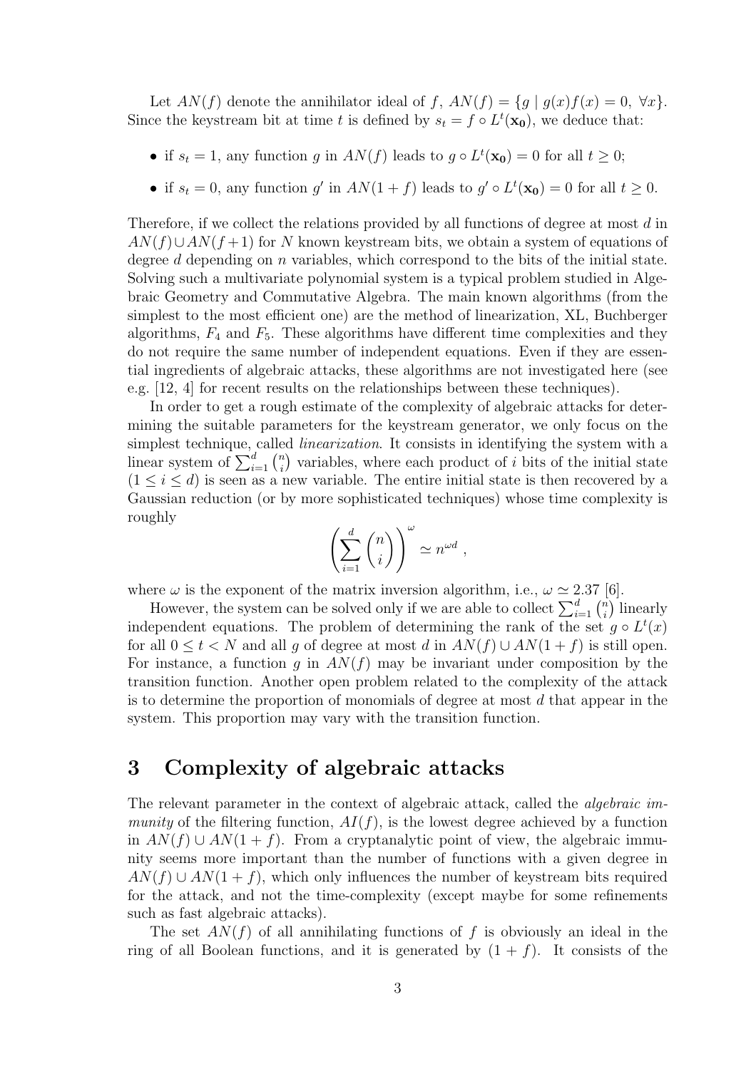Let $AN(f)$ denote the annihilator ideal of $f$, $AN(f) = \{g \mid g(x)f(x) = 0,\ \forall x\}$. Since the keystream bit at time $t$ is defined by $s_t = f \circ L^t(\mathbf{x_0})$, we deduce that:

- if $s_t = 1$, any function $g$ in $AN(f)$ leads to $g \circ L^t(\mathbf{x_0}) = 0$ for all $t \geq 0$;
- if $s_t = 0$, any function $g'$ in $AN(1+f)$ leads to $g' \circ L^t(\mathbf{x_0}) = 0$ for all $t \geq 0$.

Therefore, if we collect the relations provided by all functions of degree at most $d$ in $AN(f) \cup AN(f+1)$ for $N$ known keystream bits, we obtain a system of equations of degree $d$ depending on $n$ variables, which correspond to the bits of the initial state. Solving such a multivariate polynomial system is a typical problem studied in Algebraic Geometry and Commutative Algebra. The main known algorithms (from the simplest to the most efficient one) are the method of linearization, XL, Buchberger algorithms, $F_4$ and $F_5$. These algorithms have different time complexities and they do not require the same number of independent equations. Even if they are essential ingredients of algebraic attacks, these algorithms are not investigated here (see e.g. [12, 4] for recent results on the relationships between these techniques).

In order to get a rough estimate of the complexity of algebraic attacks for determining the suitable parameters for the keystream generator, we only focus on the simplest technique, called *linearization*. It consists in identifying the system with a linear system of $\sum_{i=1}^{d} \binom{n}{i}$ variables, where each product of $i$ bits of the initial state $(1 \leq i \leq d)$ is seen as a new variable. The entire initial state is then recovered by a Gaussian reduction (or by more sophisticated techniques) whose time complexity is roughly

$$\left(\sum_{i=1}^{d} \binom{n}{i}\right)^{\omega} \simeq n^{\omega d} ,$$

where $\omega$ is the exponent of the matrix inversion algorithm, i.e., $\omega \simeq 2.37$ [6].

However, the system can be solved only if we are able to collect $\sum_{i=1}^{d} \binom{n}{i}$ linearly independent equations. The problem of determining the rank of the set $g \circ L^t(x)$ for all $0 \leq t < N$ and all $g$ of degree at most $d$ in $AN(f) \cup AN(1+f)$ is still open. For instance, a function $g$ in $AN(f)$ may be invariant under composition by the transition function. Another open problem related to the complexity of the attack is to determine the proportion of monomials of degree at most $d$ that appear in the system. This proportion may vary with the transition function.

# 3 Complexity of algebraic attacks

The relevant parameter in the context of algebraic attack, called the *algebraic immunity* of the filtering function, $AI(f)$, is the lowest degree achieved by a function in $AN(f) \cup AN(1+f)$. From a cryptanalytic point of view, the algebraic immunity seems more important than the number of functions with a given degree in $AN(f) \cup AN(1+f)$, which only influences the number of keystream bits required for the attack, and not the time-complexity (except maybe for some refinements such as fast algebraic attacks).

The set $AN(f)$ of all annihilating functions of $f$ is obviously an ideal in the ring of all Boolean functions, and it is generated by $(1+f)$. It consists of the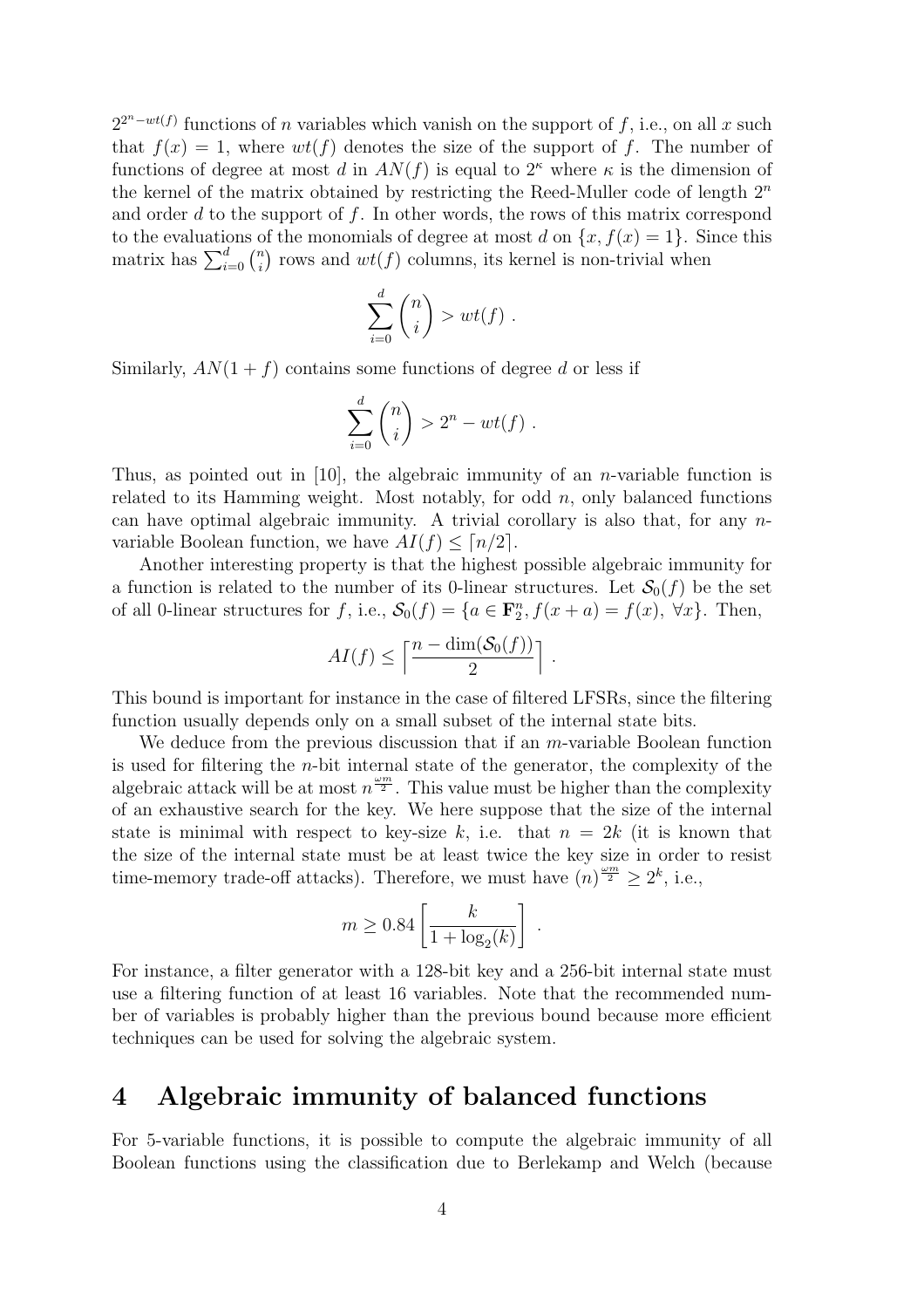$2^{2^n - wt(f)}$ functions of $n$ variables which vanish on the support of $f$, i.e., on all $x$ such that $f(x) = 1$, where $wt(f)$ denotes the size of the support of $f$. The number of functions of degree at most $d$ in $AN(f)$ is equal to $2^\kappa$ where $\kappa$ is the dimension of the kernel of the matrix obtained by restricting the Reed-Muller code of length $2^n$ and order $d$ to the support of $f$. In other words, the rows of this matrix correspond to the evaluations of the monomials of degree at most $d$ on $\{x, f(x) = 1\}$. Since this matrix has $\sum_{i=0}^{d} \binom{n}{i}$ rows and $wt(f)$ columns, its kernel is non-trivial when

$$\sum_{i=0}^{d} \binom{n}{i} > wt(f) \ .$$

Similarly, $AN(1 + f)$ contains some functions of degree $d$ or less if

$$\sum_{i=0}^{d} \binom{n}{i} > 2^n - wt(f) \ .$$

Thus, as pointed out in [10], the algebraic immunity of an $n$-variable function is related to its Hamming weight. Most notably, for odd $n$, only balanced functions can have optimal algebraic immunity. A trivial corollary is also that, for any $n$-variable Boolean function, we have $AI(f) \leq \lceil n/2 \rceil$.

Another interesting property is that the highest possible algebraic immunity for a function is related to the number of its 0-linear structures. Let $\mathcal{S}_0(f)$ be the set of all 0-linear structures for $f$, i.e., $\mathcal{S}_0(f) = \{a \in \mathbf{F}_2^n, f(x + a) = f(x), \ \forall x\}$. Then,

$$AI(f) \leq \left\lceil \frac{n - \dim(\mathcal{S}_0(f))}{2} \right\rceil \ .$$

This bound is important for instance in the case of filtered LFSRs, since the filtering function usually depends only on a small subset of the internal state bits.

We deduce from the previous discussion that if an $m$-variable Boolean function is used for filtering the $n$-bit internal state of the generator, the complexity of the algebraic attack will be at most $n^{\frac{\omega m}{2}}$. This value must be higher than the complexity of an exhaustive search for the key. We here suppose that the size of the internal state is minimal with respect to key-size $k$, i.e. that $n = 2k$ (it is known that the size of the internal state must be at least twice the key size in order to resist time-memory trade-off attacks). Therefore, we must have $(n)^{\frac{\omega m}{2}} \geq 2^k$, i.e.,

$$m \geq 0.84 \left[ \frac{k}{1 + \log_2(k)} \right] \ .$$

For instance, a filter generator with a 128-bit key and a 256-bit internal state must use a filtering function of at least 16 variables. Note that the recommended number of variables is probably higher than the previous bound because more efficient techniques can be used for solving the algebraic system.

# 4 Algebraic immunity of balanced functions

For 5-variable functions, it is possible to compute the algebraic immunity of all Boolean functions using the classification due to Berlekamp and Welch (because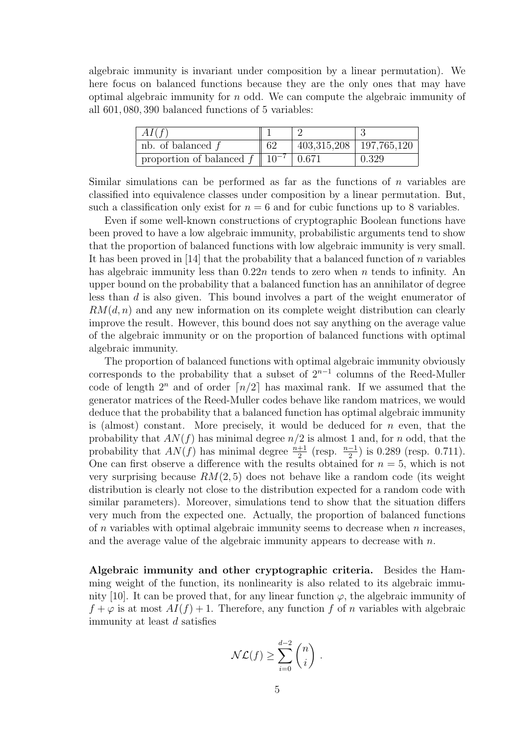algebraic immunity is invariant under composition by a linear permutation). We here focus on balanced functions because they are the only ones that may have optimal algebraic immunity for $n$ odd. We can compute the algebraic immunity of all 601, 080, 390 balanced functions of 5 variables:

| $AI(f)$ | 1 | 2 | 3 |
|---|---|---|---|
| nb. of balanced $f$ | 62 | 403,315,208 | 197,765,120 |
| proportion of balanced $f$ | $10^{-7}$ | 0.671 | 0.329 |

Similar simulations can be performed as far as the functions of $n$ variables are classified into equivalence classes under composition by a linear permutation. But, such a classification only exist for $n = 6$ and for cubic functions up to 8 variables.

Even if some well-known constructions of cryptographic Boolean functions have been proved to have a low algebraic immunity, probabilistic arguments tend to show that the proportion of balanced functions with low algebraic immunity is very small. It has been proved in [14] that the probability that a balanced function of $n$ variables has algebraic immunity less than $0.22n$ tends to zero when $n$ tends to infinity. An upper bound on the probability that a balanced function has an annihilator of degree less than $d$ is also given. This bound involves a part of the weight enumerator of $RM(d, n)$ and any new information on its complete weight distribution can clearly improve the result. However, this bound does not say anything on the average value of the algebraic immunity or on the proportion of balanced functions with optimal algebraic immunity.

The proportion of balanced functions with optimal algebraic immunity obviously corresponds to the probability that a subset of $2^{n-1}$ columns of the Reed-Muller code of length $2^n$ and of order $\lceil n/2 \rceil$ has maximal rank. If we assumed that the generator matrices of the Reed-Muller codes behave like random matrices, we would deduce that the probability that a balanced function has optimal algebraic immunity is (almost) constant. More precisely, it would be deduced for $n$ even, that the probability that $AN(f)$ has minimal degree $n/2$ is almost 1 and, for $n$ odd, that the probability that $AN(f)$ has minimal degree $\frac{n+1}{2}$ (resp. $\frac{n-1}{2}$) is 0.289 (resp. 0.711). One can first observe a difference with the results obtained for $n = 5$, which is not very surprising because $RM(2, 5)$ does not behave like a random code (its weight distribution is clearly not close to the distribution expected for a random code with similar parameters). Moreover, simulations tend to show that the situation differs very much from the expected one. Actually, the proportion of balanced functions of $n$ variables with optimal algebraic immunity seems to decrease when $n$ increases, and the average value of the algebraic immunity appears to decrease with $n$.

**Algebraic immunity and other cryptographic criteria.** Besides the Hamming weight of the function, its nonlinearity is also related to its algebraic immunity [10]. It can be proved that, for any linear function $\varphi$, the algebraic immunity of $f + \varphi$ is at most $AI(f) + 1$. Therefore, any function $f$ of $n$ variables with algebraic immunity at least $d$ satisfies

$$\mathcal{NL}(f) \geq \sum_{i=0}^{d-2} \binom{n}{i} .$$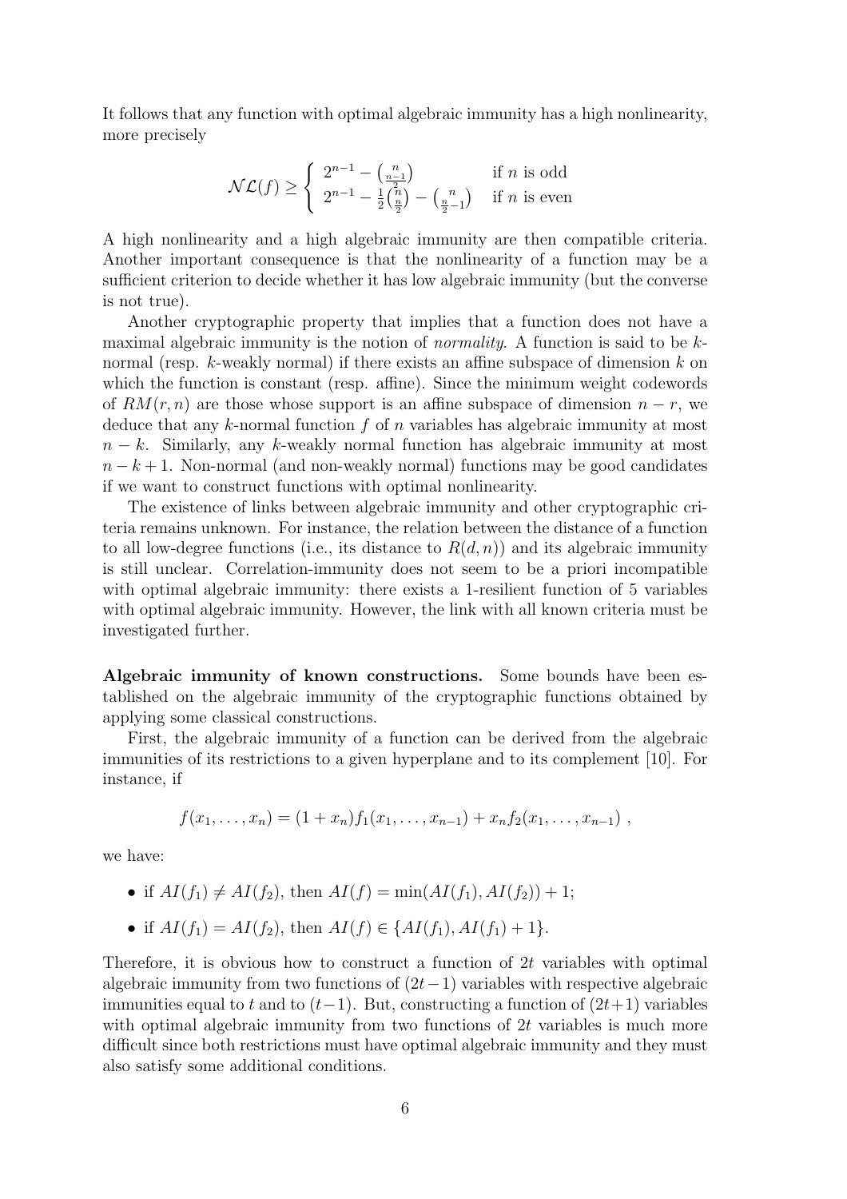It follows that any function with optimal algebraic immunity has a high nonlinearity, more precisely

$$\mathcal{NL}(f) \geq \begin{cases} 2^{n-1} - \binom{n}{\frac{n-1}{2}} & \text{if } n \text{ is odd} \\ 2^{n-1} - \frac{1}{2}\binom{n}{\frac{n}{2}} - \binom{n}{\frac{n}{2}-1} & \text{if } n \text{ is even} \end{cases}$$

A high nonlinearity and a high algebraic immunity are then compatible criteria. Another important consequence is that the nonlinearity of a function may be a sufficient criterion to decide whether it has low algebraic immunity (but the converse is not true).

Another cryptographic property that implies that a function does not have a maximal algebraic immunity is the notion of *normality*. A function is said to be $k$-normal (resp. $k$-weakly normal) if there exists an affine subspace of dimension $k$ on which the function is constant (resp. affine). Since the minimum weight codewords of $RM(r, n)$ are those whose support is an affine subspace of dimension $n - r$, we deduce that any $k$-normal function $f$ of $n$ variables has algebraic immunity at most $n - k$. Similarly, any $k$-weakly normal function has algebraic immunity at most $n - k + 1$. Non-normal (and non-weakly normal) functions may be good candidates if we want to construct functions with optimal nonlinearity.

The existence of links between algebraic immunity and other cryptographic criteria remains unknown. For instance, the relation between the distance of a function to all low-degree functions (i.e., its distance to $R(d, n)$) and its algebraic immunity is still unclear. Correlation-immunity does not seem to be a priori incompatible with optimal algebraic immunity: there exists a 1-resilient function of 5 variables with optimal algebraic immunity. However, the link with all known criteria must be investigated further.

**Algebraic immunity of known constructions.** Some bounds have been established on the algebraic immunity of the cryptographic functions obtained by applying some classical constructions.

First, the algebraic immunity of a function can be derived from the algebraic immunities of its restrictions to a given hyperplane and to its complement [10]. For instance, if

$$f(x_1, \ldots, x_n) = (1 + x_n)f_1(x_1, \ldots, x_{n-1}) + x_n f_2(x_1, \ldots, x_{n-1}) ,$$

we have:

- if $AI(f_1) \neq AI(f_2)$, then $AI(f) = \min(AI(f_1), AI(f_2)) + 1$;
- if $AI(f_1) = AI(f_2)$, then $AI(f) \in \{AI(f_1), AI(f_1) + 1\}$.

Therefore, it is obvious how to construct a function of $2t$ variables with optimal algebraic immunity from two functions of $(2t-1)$ variables with respective algebraic immunities equal to $t$ and to $(t-1)$. But, constructing a function of $(2t+1)$ variables with optimal algebraic immunity from two functions of $2t$ variables is much more difficult since both restrictions must have optimal algebraic immunity and they must also satisfy some additional conditions.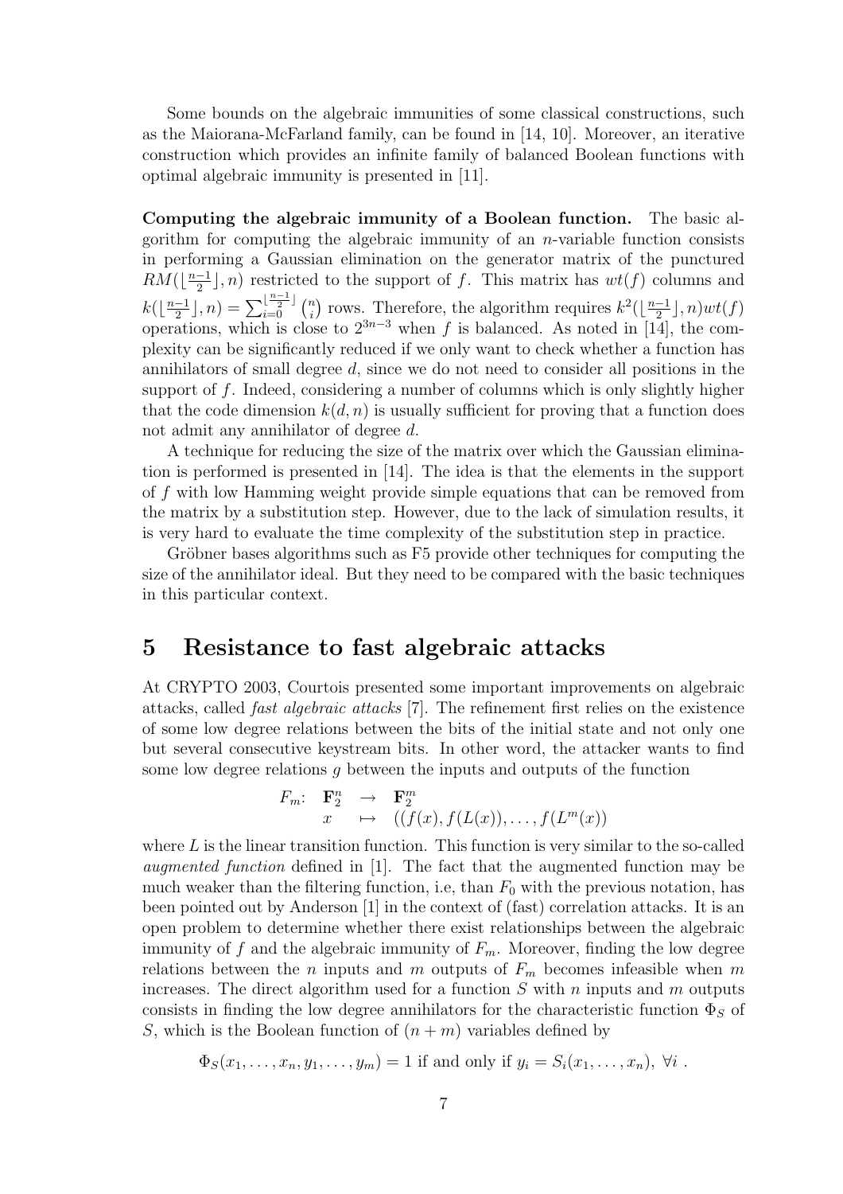Some bounds on the algebraic immunities of some classical constructions, such as the Maiorana-McFarland family, can be found in [14, 10]. Moreover, an iterative construction which provides an infinite family of balanced Boolean functions with optimal algebraic immunity is presented in [11].

**Computing the algebraic immunity of a Boolean function.** The basic algorithm for computing the algebraic immunity of an $n$-variable function consists in performing a Gaussian elimination on the generator matrix of the punctured $RM(\lfloor \frac{n-1}{2} \rfloor, n)$ restricted to the support of $f$. This matrix has $wt(f)$ columns and $k(\lfloor \frac{n-1}{2} \rfloor, n) = \sum_{i=0}^{\lfloor \frac{n-1}{2} \rfloor} \binom{n}{i}$ rows. Therefore, the algorithm requires $k^2(\lfloor \frac{n-1}{2} \rfloor, n) wt(f)$ operations, which is close to $2^{3n-3}$ when $f$ is balanced. As noted in [14], the complexity can be significantly reduced if we only want to check whether a function has annihilators of small degree $d$, since we do not need to consider all positions in the support of $f$. Indeed, considering a number of columns which is only slightly higher that the code dimension $k(d, n)$ is usually sufficient for proving that a function does not admit any annihilator of degree $d$.

A technique for reducing the size of the matrix over which the Gaussian elimination is performed is presented in [14]. The idea is that the elements in the support of $f$ with low Hamming weight provide simple equations that can be removed from the matrix by a substitution step. However, due to the lack of simulation results, it is very hard to evaluate the time complexity of the substitution step in practice.

Gröbner bases algorithms such as F5 provide other techniques for computing the size of the annihilator ideal. But they need to be compared with the basic techniques in this particular context.

# 5 Resistance to fast algebraic attacks

At CRYPTO 2003, Courtois presented some important improvements on algebraic attacks, called *fast algebraic attacks* [7]. The refinement first relies on the existence of some low degree relations between the bits of the initial state and not only one but several consecutive keystream bits. In other word, the attacker wants to find some low degree relations $g$ between the inputs and outputs of the function

$$F_m: \begin{array}{ccc} \mathbf{F}_2^n & \rightarrow & \mathbf{F}_2^m \\ x & \mapsto & ((f(x), f(L(x)), \ldots, f(L^m(x)) \end{array}$$

where $L$ is the linear transition function. This function is very similar to the so-called *augmented function* defined in [1]. The fact that the augmented function may be much weaker than the filtering function, i.e, than $F_0$ with the previous notation, has been pointed out by Anderson [1] in the context of (fast) correlation attacks. It is an open problem to determine whether there exist relationships between the algebraic immunity of $f$ and the algebraic immunity of $F_m$. Moreover, finding the low degree relations between the $n$ inputs and $m$ outputs of $F_m$ becomes infeasible when $m$ increases. The direct algorithm used for a function $S$ with $n$ inputs and $m$ outputs consists in finding the low degree annihilators for the characteristic function $\Phi_S$ of $S$, which is the Boolean function of $(n+m)$ variables defined by

$$\Phi_S(x_1, \ldots, x_n, y_1, \ldots, y_m) = 1 \text{ if and only if } y_i = S_i(x_1, \ldots, x_n),\ \forall i\ .$$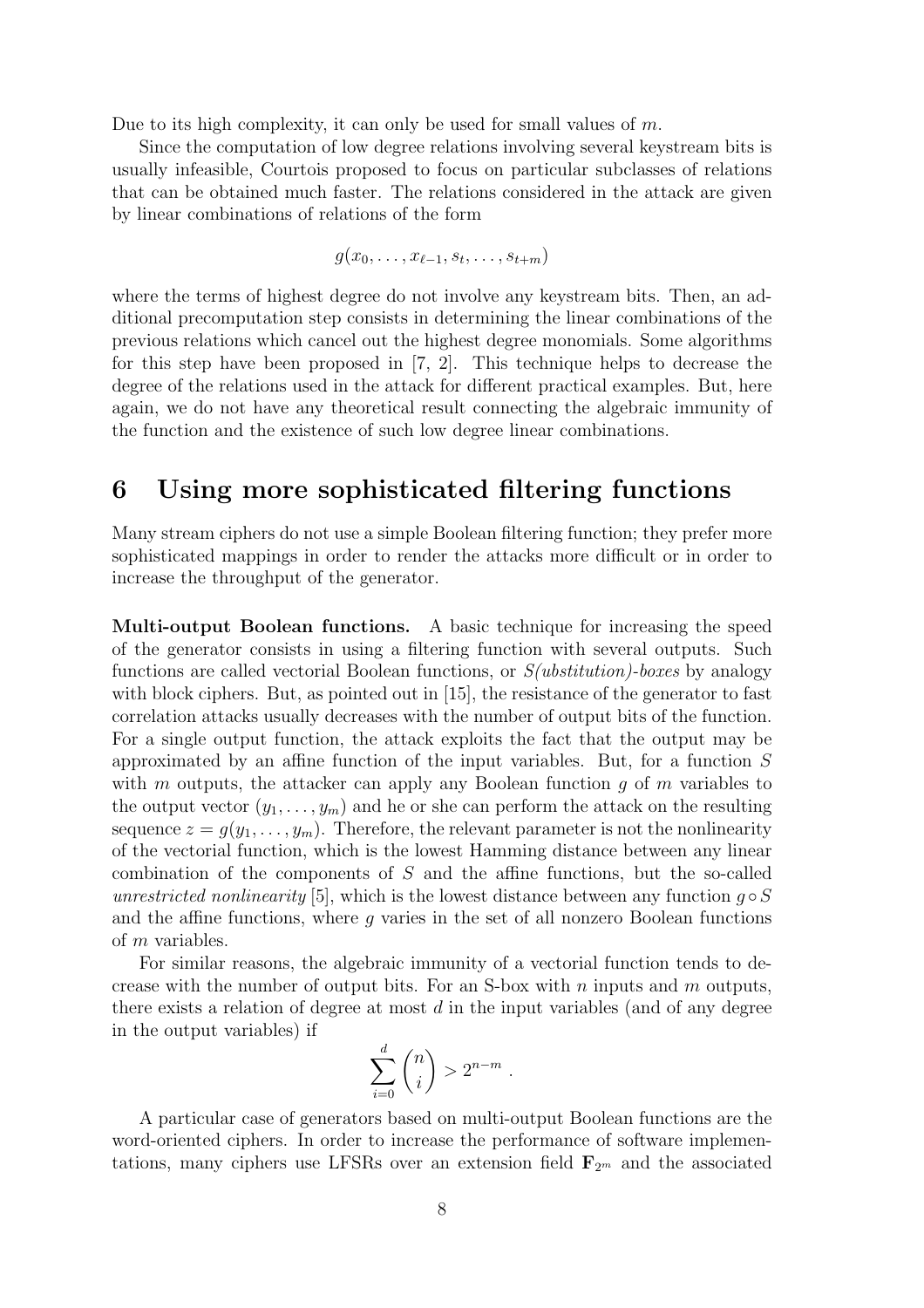Due to its high complexity, it can only be used for small values of $m$.

Since the computation of low degree relations involving several keystream bits is usually infeasible, Courtois proposed to focus on particular subclasses of relations that can be obtained much faster. The relations considered in the attack are given by linear combinations of relations of the form

$$g(x_0, \ldots, x_{\ell-1}, s_t, \ldots, s_{t+m})$$

where the terms of highest degree do not involve any keystream bits. Then, an additional precomputation step consists in determining the linear combinations of the previous relations which cancel out the highest degree monomials. Some algorithms for this step have been proposed in [7, 2]. This technique helps to decrease the degree of the relations used in the attack for different practical examples. But, here again, we do not have any theoretical result connecting the algebraic immunity of the function and the existence of such low degree linear combinations.

# 6 Using more sophisticated filtering functions

Many stream ciphers do not use a simple Boolean filtering function; they prefer more sophisticated mappings in order to render the attacks more difficult or in order to increase the throughput of the generator.

**Multi-output Boolean functions.** A basic technique for increasing the speed of the generator consists in using a filtering function with several outputs. Such functions are called vectorial Boolean functions, or *S(ubstitution)-boxes* by analogy with block ciphers. But, as pointed out in [15], the resistance of the generator to fast correlation attacks usually decreases with the number of output bits of the function. For a single output function, the attack exploits the fact that the output may be approximated by an affine function of the input variables. But, for a function $S$ with $m$ outputs, the attacker can apply any Boolean function $g$ of $m$ variables to the output vector $(y_1, \ldots, y_m)$ and he or she can perform the attack on the resulting sequence $z = g(y_1, \ldots, y_m)$. Therefore, the relevant parameter is not the nonlinearity of the vectorial function, which is the lowest Hamming distance between any linear combination of the components of $S$ and the affine functions, but the so-called *unrestricted nonlinearity* [5], which is the lowest distance between any function $g \circ S$ and the affine functions, where $g$ varies in the set of all nonzero Boolean functions of $m$ variables.

For similar reasons, the algebraic immunity of a vectorial function tends to decrease with the number of output bits. For an S-box with $n$ inputs and $m$ outputs, there exists a relation of degree at most $d$ in the input variables (and of any degree in the output variables) if

$$\sum_{i=0}^{d} \binom{n}{i} > 2^{n-m} .$$

A particular case of generators based on multi-output Boolean functions are the word-oriented ciphers. In order to increase the performance of software implementations, many ciphers use LFSRs over an extension field $\mathbf{F}_{2^m}$ and the associated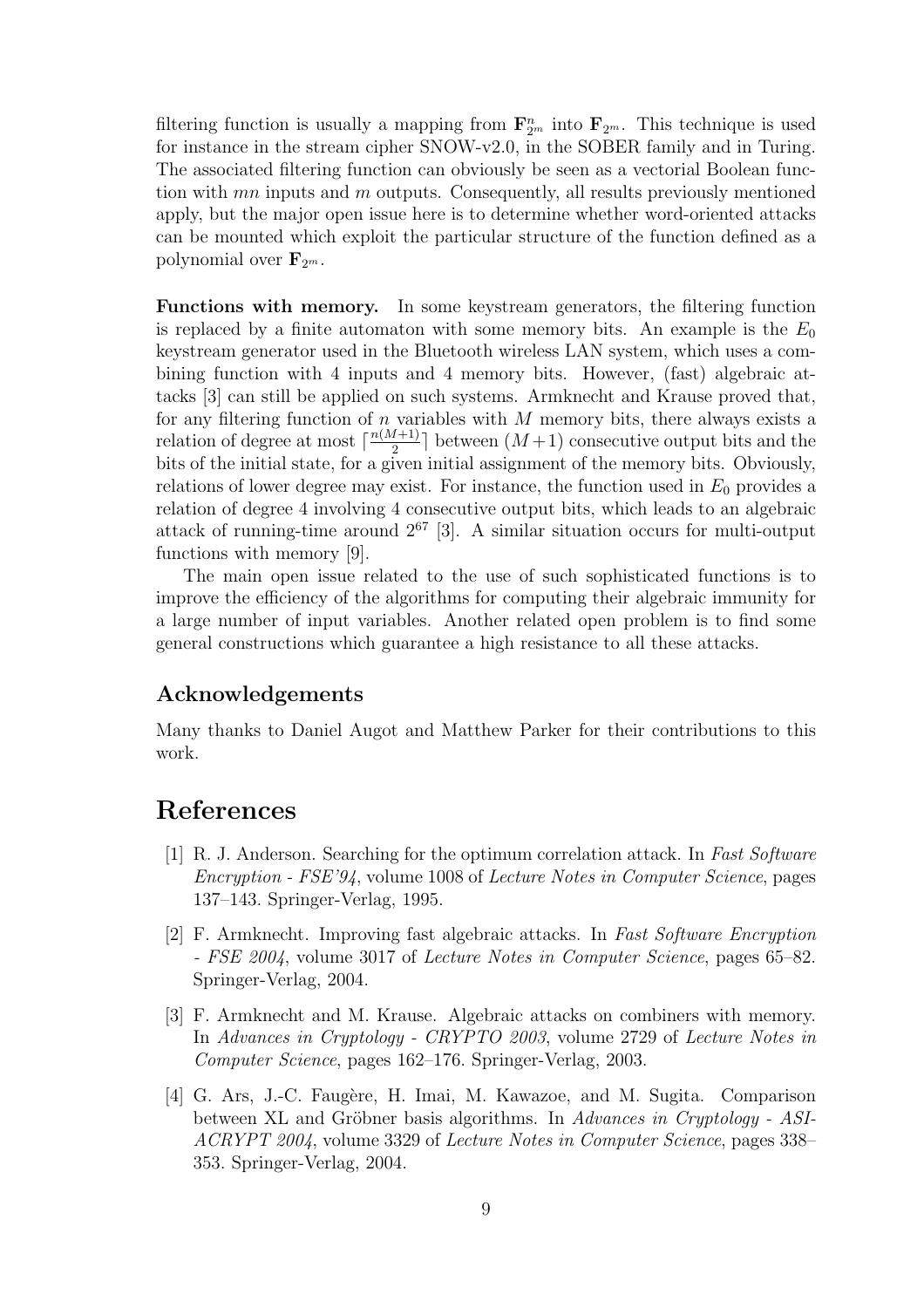filtering function is usually a mapping from $\mathbf{F}_{2^m}^n$ into $\mathbf{F}_{2^m}$. This technique is used for instance in the stream cipher SNOW-v2.0, in the SOBER family and in Turing. The associated filtering function can obviously be seen as a vectorial Boolean function with $mn$ inputs and $m$ outputs. Consequently, all results previously mentioned apply, but the major open issue here is to determine whether word-oriented attacks can be mounted which exploit the particular structure of the function defined as a polynomial over $\mathbf{F}_{2^m}$.

**Functions with memory.** In some keystream generators, the filtering function is replaced by a finite automaton with some memory bits. An example is the $E_0$ keystream generator used in the Bluetooth wireless LAN system, which uses a combining function with 4 inputs and 4 memory bits. However, (fast) algebraic attacks [3] can still be applied on such systems. Armknecht and Krause proved that, for any filtering function of $n$ variables with $M$ memory bits, there always exists a relation of degree at most $\lceil \frac{n(M+1)}{2} \rceil$ between $(M+1)$ consecutive output bits and the bits of the initial state, for a given initial assignment of the memory bits. Obviously, relations of lower degree may exist. For instance, the function used in $E_0$ provides a relation of degree 4 involving 4 consecutive output bits, which leads to an algebraic attack of running-time around $2^{67}$ [3]. A similar situation occurs for multi-output functions with memory [9].

The main open issue related to the use of such sophisticated functions is to improve the efficiency of the algorithms for computing their algebraic immunity for a large number of input variables. Another related open problem is to find some general constructions which guarantee a high resistance to all these attacks.

## Acknowledgements

Many thanks to Daniel Augot and Matthew Parker for their contributions to this work.

# References

[1] R. J. Anderson. Searching for the optimum correlation attack. In *Fast Software Encryption - FSE'94*, volume 1008 of *Lecture Notes in Computer Science*, pages 137–143. Springer-Verlag, 1995.

[2] F. Armknecht. Improving fast algebraic attacks. In *Fast Software Encryption - FSE 2004*, volume 3017 of *Lecture Notes in Computer Science*, pages 65–82. Springer-Verlag, 2004.

[3] F. Armknecht and M. Krause. Algebraic attacks on combiners with memory. In *Advances in Cryptology - CRYPTO 2003*, volume 2729 of *Lecture Notes in Computer Science*, pages 162–176. Springer-Verlag, 2003.

[4] G. Ars, J.-C. Faugère, H. Imai, M. Kawazoe, and M. Sugita. Comparison between XL and Gröbner basis algorithms. In *Advances in Cryptology - ASIACRYPT 2004*, volume 3329 of *Lecture Notes in Computer Science*, pages 338–353. Springer-Verlag, 2004.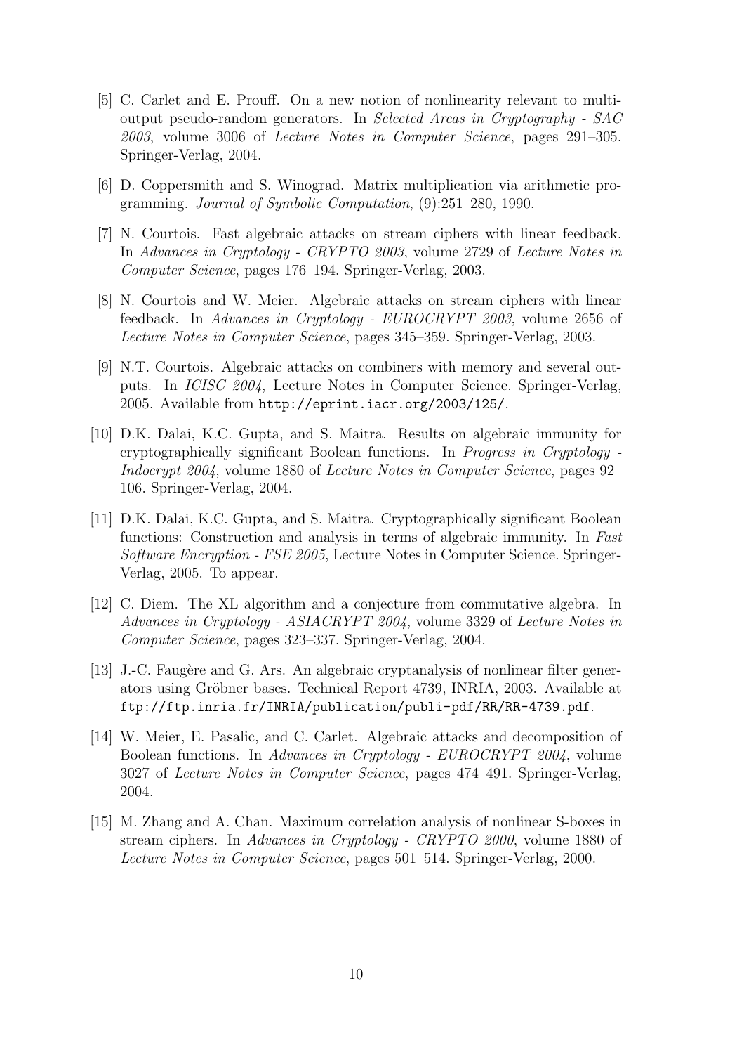[5] C. Carlet and E. Prouff. On a new notion of nonlinearity relevant to multi-output pseudo-random generators. In *Selected Areas in Cryptography - SAC 2003*, volume 3006 of *Lecture Notes in Computer Science*, pages 291–305. Springer-Verlag, 2004.

[6] D. Coppersmith and S. Winograd. Matrix multiplication via arithmetic programming. *Journal of Symbolic Computation*, (9):251–280, 1990.

[7] N. Courtois. Fast algebraic attacks on stream ciphers with linear feedback. In *Advances in Cryptology - CRYPTO 2003*, volume 2729 of *Lecture Notes in Computer Science*, pages 176–194. Springer-Verlag, 2003.

[8] N. Courtois and W. Meier. Algebraic attacks on stream ciphers with linear feedback. In *Advances in Cryptology - EUROCRYPT 2003*, volume 2656 of *Lecture Notes in Computer Science*, pages 345–359. Springer-Verlag, 2003.

[9] N.T. Courtois. Algebraic attacks on combiners with memory and several outputs. In *ICISC 2004*, Lecture Notes in Computer Science. Springer-Verlag, 2005. Available from `http://eprint.iacr.org/2003/125/`.

[10] D.K. Dalai, K.C. Gupta, and S. Maitra. Results on algebraic immunity for cryptographically significant Boolean functions. In *Progress in Cryptology - Indocrypt 2004*, volume 1880 of *Lecture Notes in Computer Science*, pages 92–106. Springer-Verlag, 2004.

[11] D.K. Dalai, K.C. Gupta, and S. Maitra. Cryptographically significant Boolean functions: Construction and analysis in terms of algebraic immunity. In *Fast Software Encryption - FSE 2005*, Lecture Notes in Computer Science. Springer-Verlag, 2005. To appear.

[12] C. Diem. The XL algorithm and a conjecture from commutative algebra. In *Advances in Cryptology - ASIACRYPT 2004*, volume 3329 of *Lecture Notes in Computer Science*, pages 323–337. Springer-Verlag, 2004.

[13] J.-C. Faugère and G. Ars. An algebraic cryptanalysis of nonlinear filter generators using Gröbner bases. Technical Report 4739, INRIA, 2003. Available at `ftp://ftp.inria.fr/INRIA/publication/publi-pdf/RR/RR-4739.pdf`.

[14] W. Meier, E. Pasalic, and C. Carlet. Algebraic attacks and decomposition of Boolean functions. In *Advances in Cryptology - EUROCRYPT 2004*, volume 3027 of *Lecture Notes in Computer Science*, pages 474–491. Springer-Verlag, 2004.

[15] M. Zhang and A. Chan. Maximum correlation analysis of nonlinear S-boxes in stream ciphers. In *Advances in Cryptology - CRYPTO 2000*, volume 1880 of *Lecture Notes in Computer Science*, pages 501–514. Springer-Verlag, 2000.